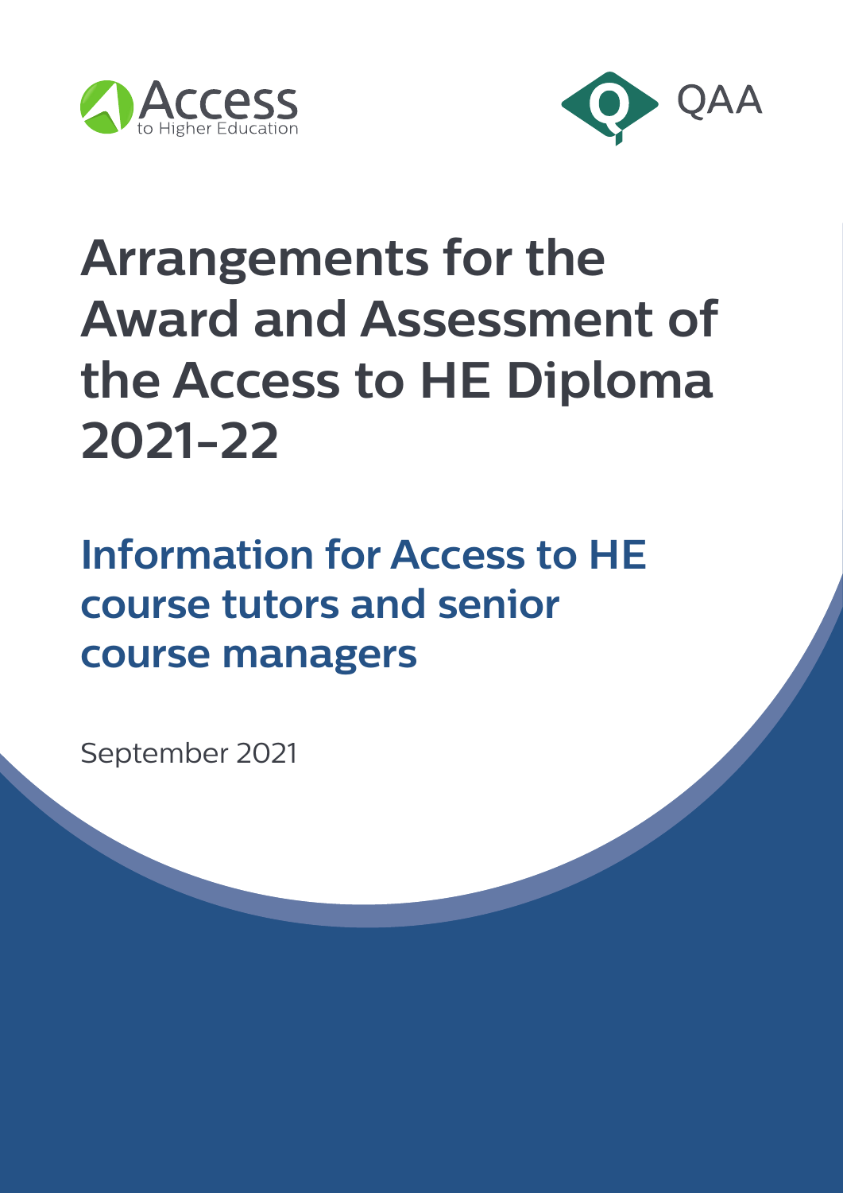Access to Higher Education

QAA

# Arrangements for the Award and Assessment of the Access to HE Diploma 2021-22

## Information for Access to HE course tutors and senior course managers

September 2021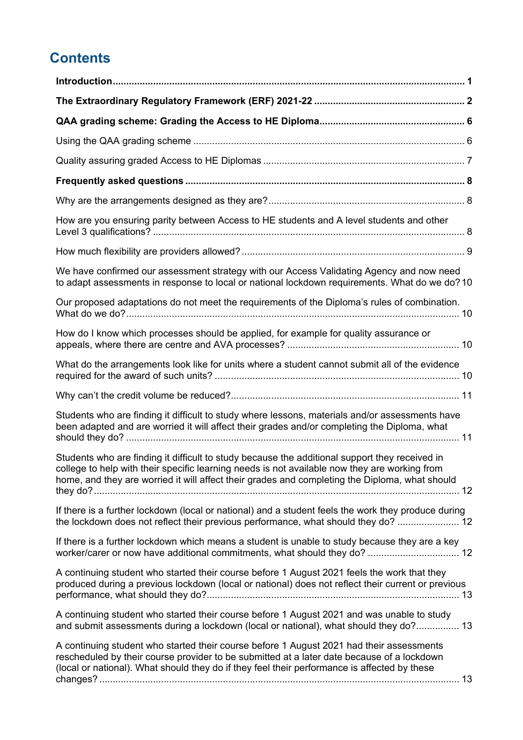## Contents

**Introduction** ........ **1**

**The Extraordinary Regulatory Framework (ERF) 2021-22** ........ **2**

**QAA grading scheme: Grading the Access to HE Diploma** ........ **6**

Using the QAA grading scheme ........ 6

Quality assuring graded Access to HE Diplomas ........ 7

**Frequently asked questions** ........ **8**

Why are the arrangements designed as they are? ........ 8

How are you ensuring parity between Access to HE students and A level students and other Level 3 qualifications? ........ 8

How much flexibility are providers allowed? ........ 9

We have confirmed our assessment strategy with our Access Validating Agency and now need to adapt assessments in response to local or national lockdown requirements. What do we do? 10

Our proposed adaptations do not meet the requirements of the Diploma's rules of combination. What do we do? ........ 10

How do I know which processes should be applied, for example for quality assurance or appeals, where there are centre and AVA processes? ........ 10

What do the arrangements look like for units where a student cannot submit all of the evidence required for the award of such units? ........ 10

Why can't the credit volume be reduced? ........ 11

Students who are finding it difficult to study where lessons, materials and/or assessments have been adapted and are worried it will affect their grades and/or completing the Diploma, what should they do? ........ 11

Students who are finding it difficult to study because the additional support they received in college to help with their specific learning needs is not available now they are working from home, and they are worried it will affect their grades and completing the Diploma, what should they do? ........ 12

If there is a further lockdown (local or national) and a student feels the work they produce during the lockdown does not reflect their previous performance, what should they do? ........ 12

If there is a further lockdown which means a student is unable to study because they are a key worker/carer or now have additional commitments, what should they do? ........ 12

A continuing student who started their course before 1 August 2021 feels the work that they produced during a previous lockdown (local or national) does not reflect their current or previous performance, what should they do? ........ 13

A continuing student who started their course before 1 August 2021 and was unable to study and submit assessments during a lockdown (local or national), what should they do? ........ 13

A continuing student who started their course before 1 August 2021 had their assessments rescheduled by their course provider to be submitted at a later date because of a lockdown (local or national). What should they do if they feel their performance is affected by these changes? ........ 13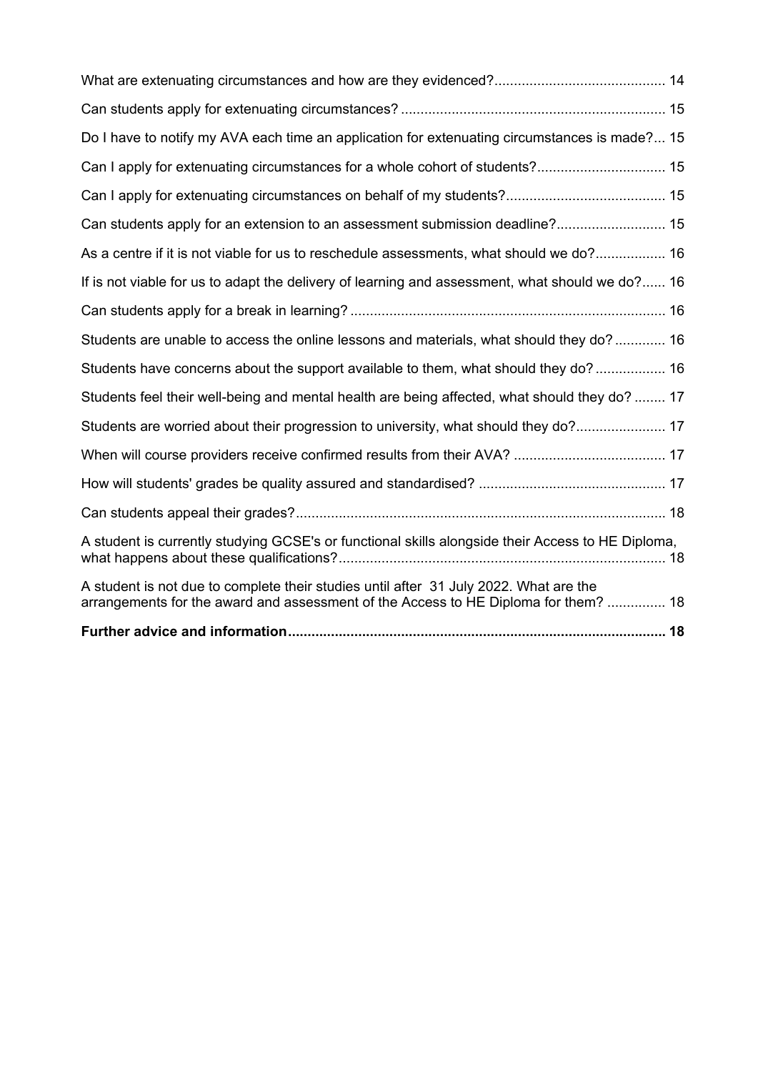What are extenuating circumstances and how are they evidenced? 14

Can students apply for extenuating circumstances? 15

Do I have to notify my AVA each time an application for extenuating circumstances is made? 15

Can I apply for extenuating circumstances for a whole cohort of students? 15

Can I apply for extenuating circumstances on behalf of my students? 15

Can students apply for an extension to an assessment submission deadline? 15

As a centre if it is not viable for us to reschedule assessments, what should we do? 16

If is not viable for us to adapt the delivery of learning and assessment, what should we do? 16

Can students apply for a break in learning? 16

Students are unable to access the online lessons and materials, what should they do? 16

Students have concerns about the support available to them, what should they do? 16

Students feel their well-being and mental health are being affected, what should they do? 17

Students are worried about their progression to university, what should they do? 17

When will course providers receive confirmed results from their AVA? 17

How will students' grades be quality assured and standardised? 17

Can students appeal their grades? 18

A student is currently studying GCSE's or functional skills alongside their Access to HE Diploma, what happens about these qualifications? 18

A student is not due to complete their studies until after 31 July 2022. What are the arrangements for the award and assessment of the Access to HE Diploma for them? 18

**Further advice and information 18**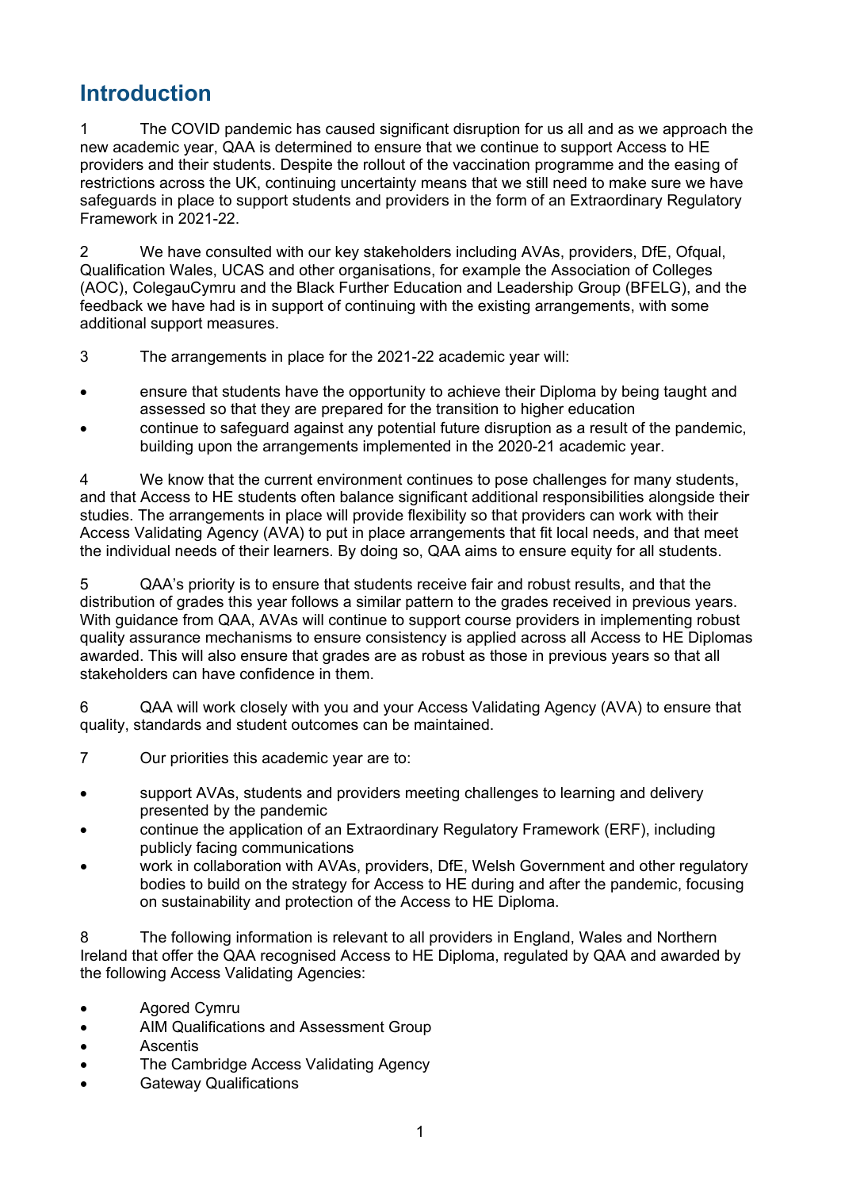## Introduction

1 The COVID pandemic has caused significant disruption for us all and as we approach the new academic year, QAA is determined to ensure that we continue to support Access to HE providers and their students. Despite the rollout of the vaccination programme and the easing of restrictions across the UK, continuing uncertainty means that we still need to make sure we have safeguards in place to support students and providers in the form of an Extraordinary Regulatory Framework in 2021-22.

2 We have consulted with our key stakeholders including AVAs, providers, DfE, Ofqual, Qualification Wales, UCAS and other organisations, for example the Association of Colleges (AOC), ColegauCymru and the Black Further Education and Leadership Group (BFELG), and the feedback we have had is in support of continuing with the existing arrangements, with some additional support measures.

3 The arrangements in place for the 2021-22 academic year will:

- ensure that students have the opportunity to achieve their Diploma by being taught and assessed so that they are prepared for the transition to higher education
- continue to safeguard against any potential future disruption as a result of the pandemic, building upon the arrangements implemented in the 2020-21 academic year.

4 We know that the current environment continues to pose challenges for many students, and that Access to HE students often balance significant additional responsibilities alongside their studies. The arrangements in place will provide flexibility so that providers can work with their Access Validating Agency (AVA) to put in place arrangements that fit local needs, and that meet the individual needs of their learners. By doing so, QAA aims to ensure equity for all students.

5 QAA's priority is to ensure that students receive fair and robust results, and that the distribution of grades this year follows a similar pattern to the grades received in previous years. With guidance from QAA, AVAs will continue to support course providers in implementing robust quality assurance mechanisms to ensure consistency is applied across all Access to HE Diplomas awarded. This will also ensure that grades are as robust as those in previous years so that all stakeholders can have confidence in them.

6 QAA will work closely with you and your Access Validating Agency (AVA) to ensure that quality, standards and student outcomes can be maintained.

7 Our priorities this academic year are to:

- support AVAs, students and providers meeting challenges to learning and delivery presented by the pandemic
- continue the application of an Extraordinary Regulatory Framework (ERF), including publicly facing communications
- work in collaboration with AVAs, providers, DfE, Welsh Government and other regulatory bodies to build on the strategy for Access to HE during and after the pandemic, focusing on sustainability and protection of the Access to HE Diploma.

8 The following information is relevant to all providers in England, Wales and Northern Ireland that offer the QAA recognised Access to HE Diploma, regulated by QAA and awarded by the following Access Validating Agencies:

- Agored Cymru
- AIM Qualifications and Assessment Group
- Ascentis
- The Cambridge Access Validating Agency
- Gateway Qualifications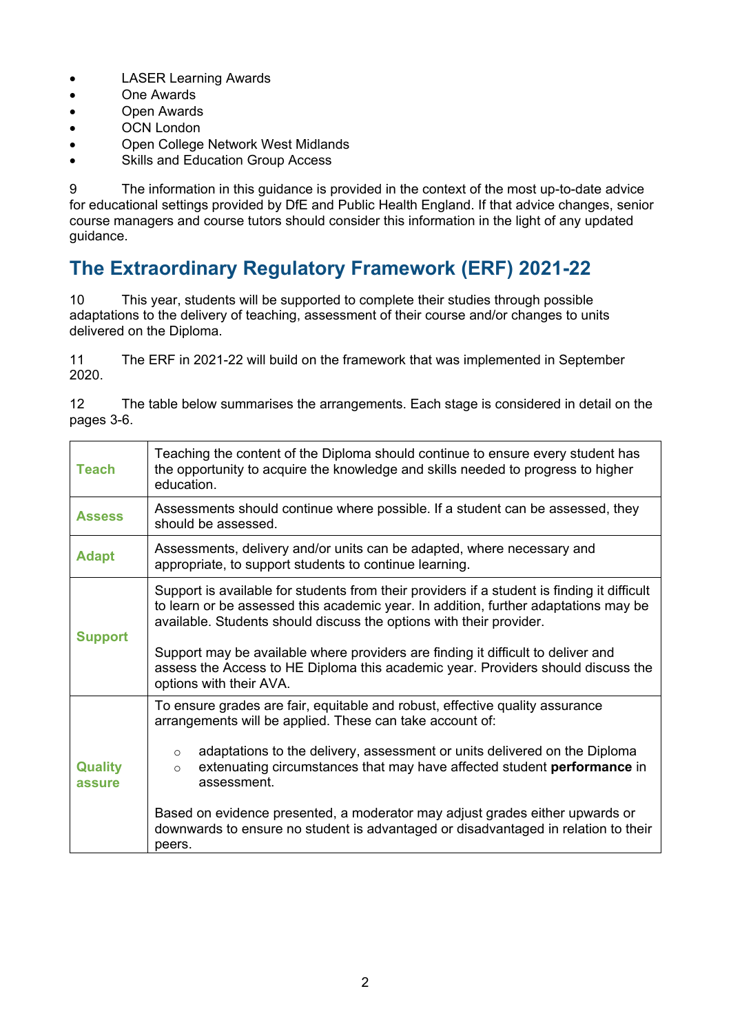- LASER Learning Awards
- One Awards
- Open Awards
- OCN London
- Open College Network West Midlands
- Skills and Education Group Access

9 The information in this guidance is provided in the context of the most up-to-date advice for educational settings provided by DfE and Public Health England. If that advice changes, senior course managers and course tutors should consider this information in the light of any updated guidance.

## The Extraordinary Regulatory Framework (ERF) 2021-22

10 This year, students will be supported to complete their studies through possible adaptations to the delivery of teaching, assessment of their course and/or changes to units delivered on the Diploma.

11 The ERF in 2021-22 will build on the framework that was implemented in September 2020.

12 The table below summarises the arrangements. Each stage is considered in detail on the pages 3-6.

| | |
|---|---|
| **Teach** | Teaching the content of the Diploma should continue to ensure every student has the opportunity to acquire the knowledge and skills needed to progress to higher education. |
| **Assess** | Assessments should continue where possible. If a student can be assessed, they should be assessed. |
| **Adapt** | Assessments, delivery and/or units can be adapted, where necessary and appropriate, to support students to continue learning. |
| **Support** | Support is available for students from their providers if a student is finding it difficult to learn or be assessed this academic year. In addition, further adaptations may be available. Students should discuss the options with their provider.<br><br>Support may be available where providers are finding it difficult to deliver and assess the Access to HE Diploma this academic year. Providers should discuss the options with their AVA. |
| **Quality assure** | To ensure grades are fair, equitable and robust, effective quality assurance arrangements will be applied. These can take account of:<br><br>◦ adaptations to the delivery, assessment or units delivered on the Diploma<br>◦ extenuating circumstances that may have affected student **performance** in assessment.<br><br>Based on evidence presented, a moderator may adjust grades either upwards or downwards to ensure no student is advantaged or disadvantaged in relation to their peers. |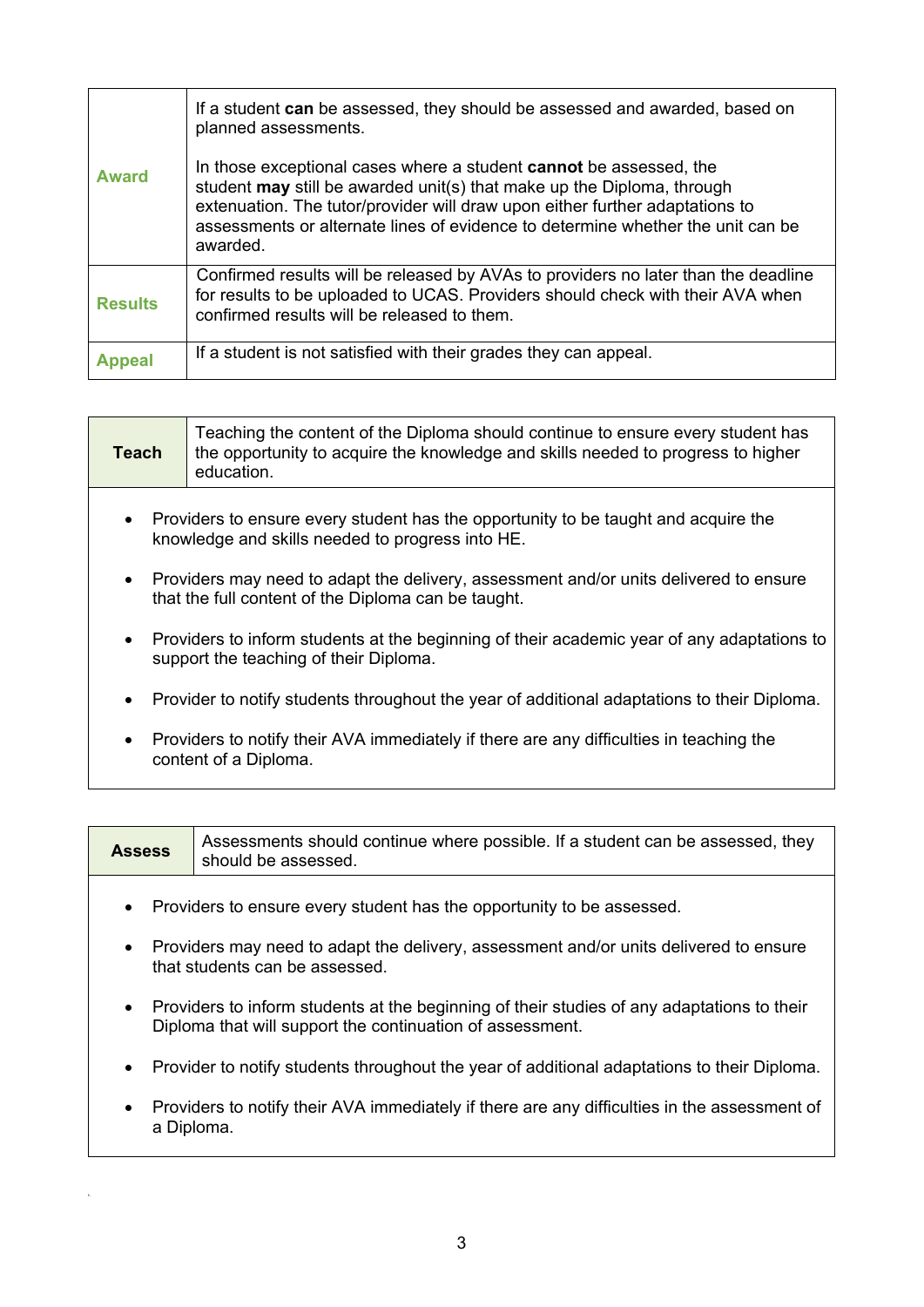| | |
|---|---|
| **Award** | If a student **can** be assessed, they should be assessed and awarded, based on planned assessments.<br><br>In those exceptional cases where a student **cannot** be assessed, the student **may** still be awarded unit(s) that make up the Diploma, through extenuation. The tutor/provider will draw upon either further adaptations to assessments or alternate lines of evidence to determine whether the unit can be awarded. |
| **Results** | Confirmed results will be released by AVAs to providers no later than the deadline for results to be uploaded to UCAS. Providers should check with their AVA when confirmed results will be released to them. |
| **Appeal** | If a student is not satisfied with their grades they can appeal. |

| **Teach** | Teaching the content of the Diploma should continue to ensure every student has the opportunity to acquire the knowledge and skills needed to progress to higher education. |
|---|---|

- Providers to ensure every student has the opportunity to be taught and acquire the knowledge and skills needed to progress into HE.
- Providers may need to adapt the delivery, assessment and/or units delivered to ensure that the full content of the Diploma can be taught.
- Providers to inform students at the beginning of their academic year of any adaptations to support the teaching of their Diploma.
- Provider to notify students throughout the year of additional adaptations to their Diploma.
- Providers to notify their AVA immediately if there are any difficulties in teaching the content of a Diploma.

| **Assess** | Assessments should continue where possible. If a student can be assessed, they should be assessed. |
|---|---|

- Providers to ensure every student has the opportunity to be assessed.
- Providers may need to adapt the delivery, assessment and/or units delivered to ensure that students can be assessed.
- Providers to inform students at the beginning of their studies of any adaptations to their Diploma that will support the continuation of assessment.
- Provider to notify students throughout the year of additional adaptations to their Diploma.
- Providers to notify their AVA immediately if there are any difficulties in the assessment of a Diploma.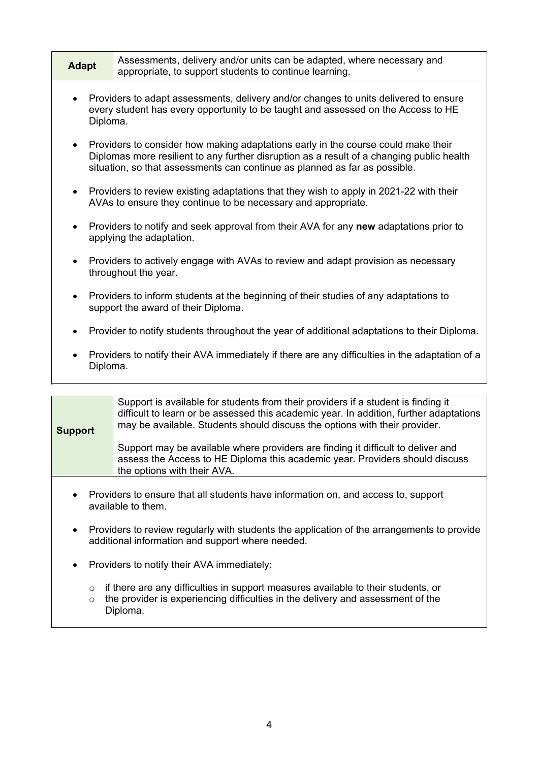| **Adapt** | Assessments, delivery and/or units can be adapted, where necessary and appropriate, to support students to continue learning. |
| --- | --- |

- Providers to adapt assessments, delivery and/or changes to units delivered to ensure every student has every opportunity to be taught and assessed on the Access to HE Diploma.
- Providers to consider how making adaptations early in the course could make their Diplomas more resilient to any further disruption as a result of a changing public health situation, so that assessments can continue as planned as far as possible.
- Providers to review existing adaptations that they wish to apply in 2021-22 with their AVAs to ensure they continue to be necessary and appropriate.
- Providers to notify and seek approval from their AVA for any **new** adaptations prior to applying the adaptation.
- Providers to actively engage with AVAs to review and adapt provision as necessary throughout the year.
- Providers to inform students at the beginning of their studies of any adaptations to support the award of their Diploma.
- Provider to notify students throughout the year of additional adaptations to their Diploma.
- Providers to notify their AVA immediately if there are any difficulties in the adaptation of a Diploma.

| **Support** | Support is available for students from their providers if a student is finding it difficult to learn or be assessed this academic year. In addition, further adaptations may be available. Students should discuss the options with their provider.<br><br>Support may be available where providers are finding it difficult to deliver and assess the Access to HE Diploma this academic year. Providers should discuss the options with their AVA. |
| --- | --- |

- Providers to ensure that all students have information on, and access to, support available to them.
- Providers to review regularly with students the application of the arrangements to provide additional information and support where needed.
- Providers to notify their AVA immediately:
  - if there are any difficulties in support measures available to their students, or
  - the provider is experiencing difficulties in the delivery and assessment of the Diploma.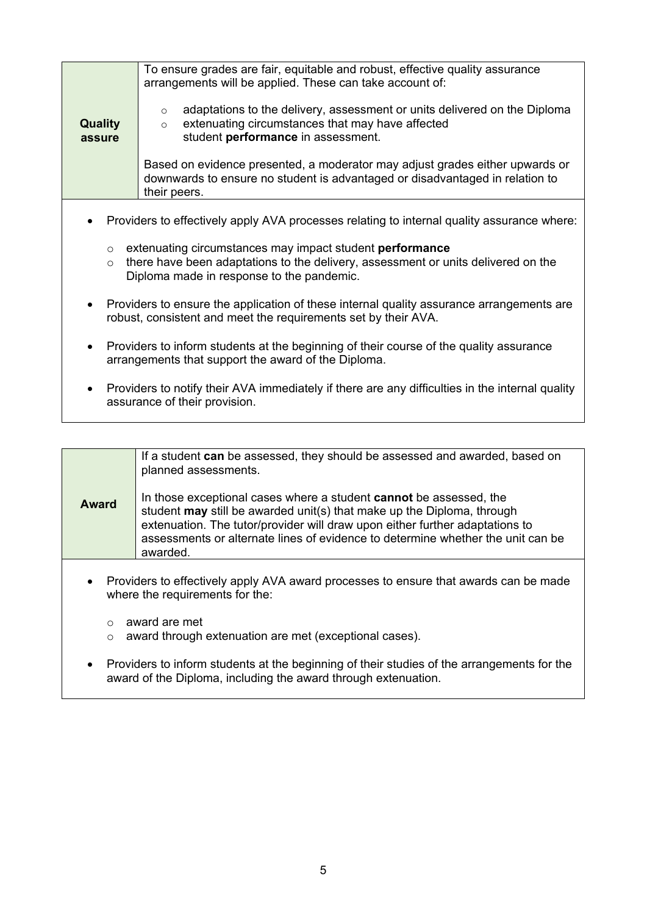| **Quality assure** | To ensure grades are fair, equitable and robust, effective quality assurance arrangements will be applied. These can take account of:<br><br>- adaptations to the delivery, assessment or units delivered on the Diploma<br>- extenuating circumstances that may have affected student **performance** in assessment.<br><br>Based on evidence presented, a moderator may adjust grades either upwards or downwards to ensure no student is advantaged or disadvantaged in relation to their peers. |
|---|---|

- Providers to effectively apply AVA processes relating to internal quality assurance where:
  - extenuating circumstances may impact student **performance**
  - there have been adaptations to the delivery, assessment or units delivered on the Diploma made in response to the pandemic.
- Providers to ensure the application of these internal quality assurance arrangements are robust, consistent and meet the requirements set by their AVA.
- Providers to inform students at the beginning of their course of the quality assurance arrangements that support the award of the Diploma.
- Providers to notify their AVA immediately if there are any difficulties in the internal quality assurance of their provision.

| **Award** | If a student **can** be assessed, they should be assessed and awarded, based on planned assessments.<br><br>In those exceptional cases where a student **cannot** be assessed, the student **may** still be awarded unit(s) that make up the Diploma, through extenuation. The tutor/provider will draw upon either further adaptations to assessments or alternate lines of evidence to determine whether the unit can be awarded. |
|---|---|

- Providers to effectively apply AVA award processes to ensure that awards can be made where the requirements for the:
  - award are met
  - award through extenuation are met (exceptional cases).
- Providers to inform students at the beginning of their studies of the arrangements for the award of the Diploma, including the award through extenuation.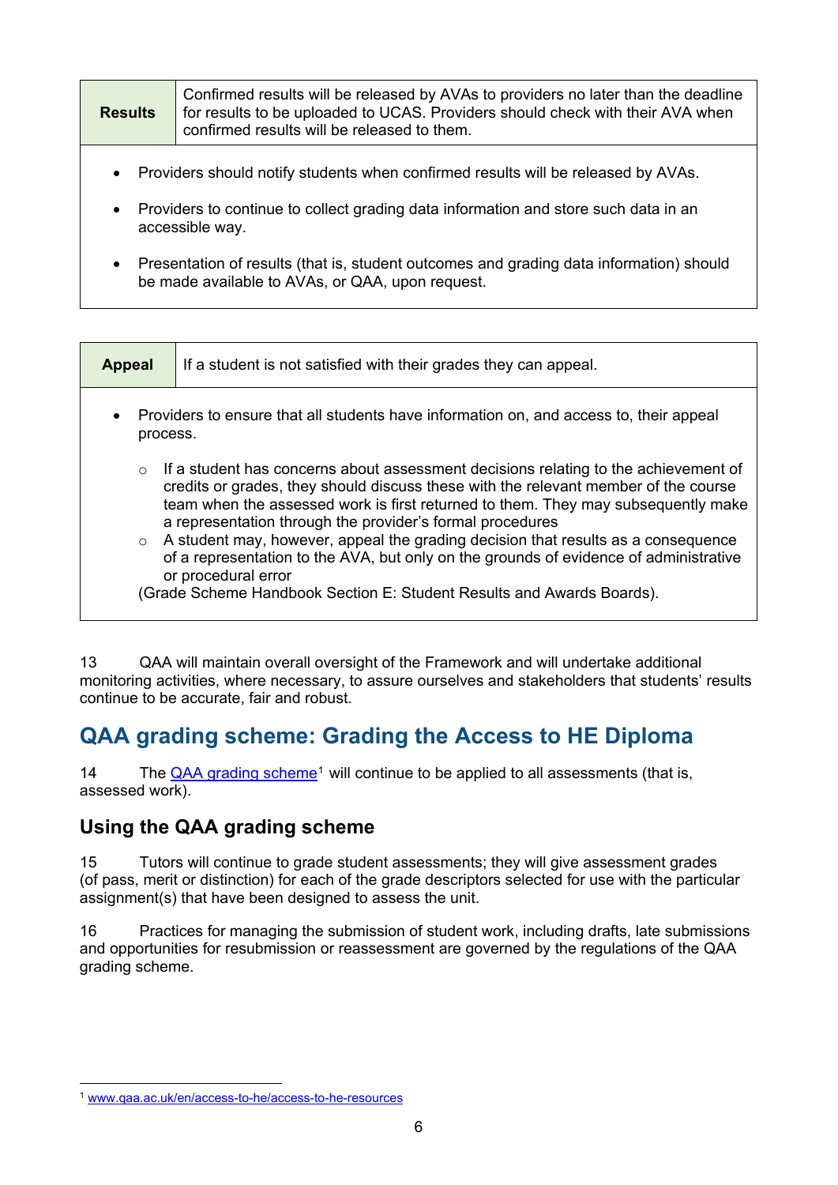| **Results** | Confirmed results will be released by AVAs to providers no later than the deadline for results to be uploaded to UCAS. Providers should check with their AVA when confirmed results will be released to them. |
| --- | --- |

- Providers should notify students when confirmed results will be released by AVAs.
- Providers to continue to collect grading data information and store such data in an accessible way.
- Presentation of results (that is, student outcomes and grading data information) should be made available to AVAs, or QAA, upon request.

| **Appeal** | If a student is not satisfied with their grades they can appeal. |
| --- | --- |

- Providers to ensure that all students have information on, and access to, their appeal process.
  - If a student has concerns about assessment decisions relating to the achievement of credits or grades, they should discuss these with the relevant member of the course team when the assessed work is first returned to them. They may subsequently make a representation through the provider's formal procedures
  - A student may, however, appeal the grading decision that results as a consequence of a representation to the AVA, but only on the grounds of evidence of administrative or procedural error

  (Grade Scheme Handbook Section E: Student Results and Awards Boards).

13 QAA will maintain overall oversight of the Framework and will undertake additional monitoring activities, where necessary, to assure ourselves and stakeholders that students' results continue to be accurate, fair and robust.

## QAA grading scheme: Grading the Access to HE Diploma

14 The QAA grading scheme[1] will continue to be applied to all assessments (that is, assessed work).

### Using the QAA grading scheme

15 Tutors will continue to grade student assessments; they will give assessment grades (of pass, merit or distinction) for each of the grade descriptors selected for use with the particular assignment(s) that have been designed to assess the unit.

16 Practices for managing the submission of student work, including drafts, late submissions and opportunities for resubmission or reassessment are governed by the regulations of the QAA grading scheme.

[1] www.qaa.ac.uk/en/access-to-he/access-to-he-resources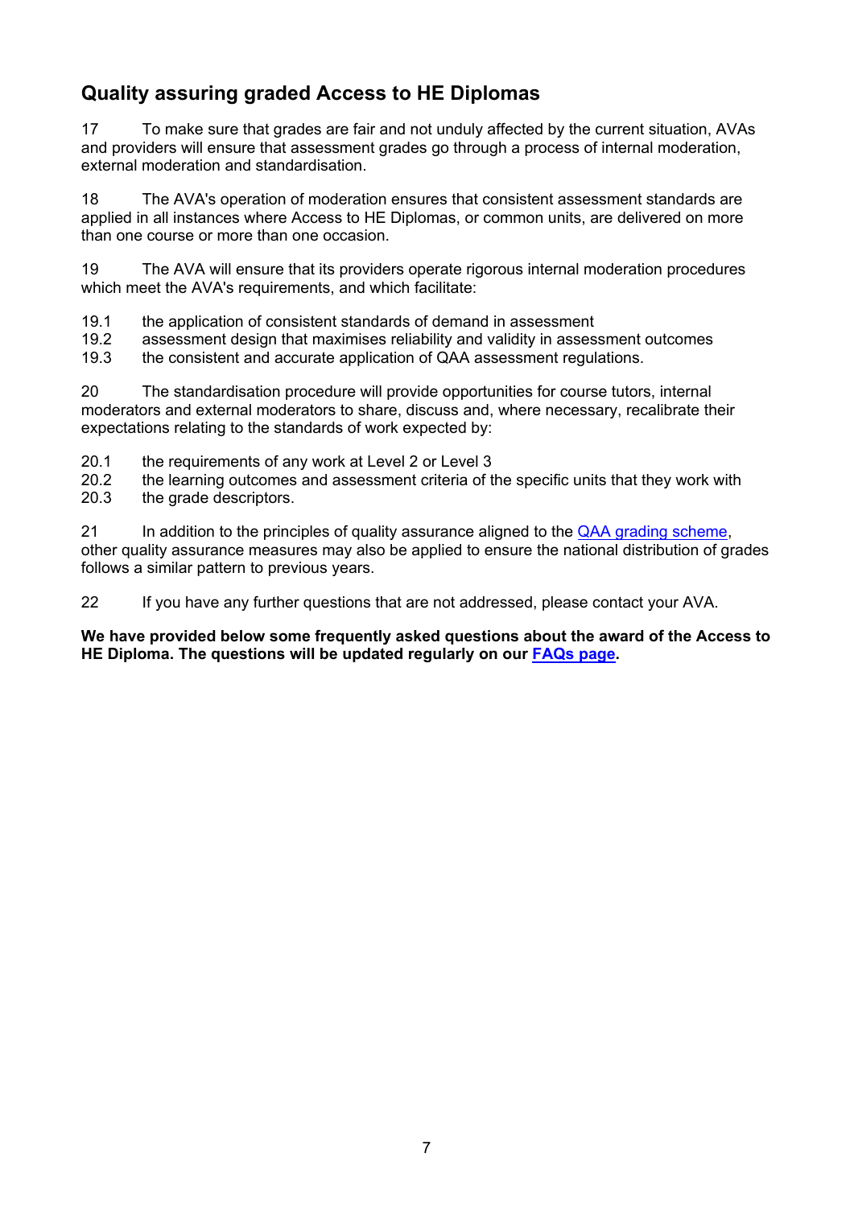## Quality assuring graded Access to HE Diplomas

17 To make sure that grades are fair and not unduly affected by the current situation, AVAs and providers will ensure that assessment grades go through a process of internal moderation, external moderation and standardisation.

18 The AVA's operation of moderation ensures that consistent assessment standards are applied in all instances where Access to HE Diplomas, or common units, are delivered on more than one course or more than one occasion.

19 The AVA will ensure that its providers operate rigorous internal moderation procedures which meet the AVA's requirements, and which facilitate:

19.1 the application of consistent standards of demand in assessment
19.2 assessment design that maximises reliability and validity in assessment outcomes
19.3 the consistent and accurate application of QAA assessment regulations.

20 The standardisation procedure will provide opportunities for course tutors, internal moderators and external moderators to share, discuss and, where necessary, recalibrate their expectations relating to the standards of work expected by:

20.1 the requirements of any work at Level 2 or Level 3
20.2 the learning outcomes and assessment criteria of the specific units that they work with
20.3 the grade descriptors.

21 In addition to the principles of quality assurance aligned to the QAA grading scheme, other quality assurance measures may also be applied to ensure the national distribution of grades follows a similar pattern to previous years.

22 If you have any further questions that are not addressed, please contact your AVA.

**We have provided below some frequently asked questions about the award of the Access to HE Diploma. The questions will be updated regularly on our FAQs page.**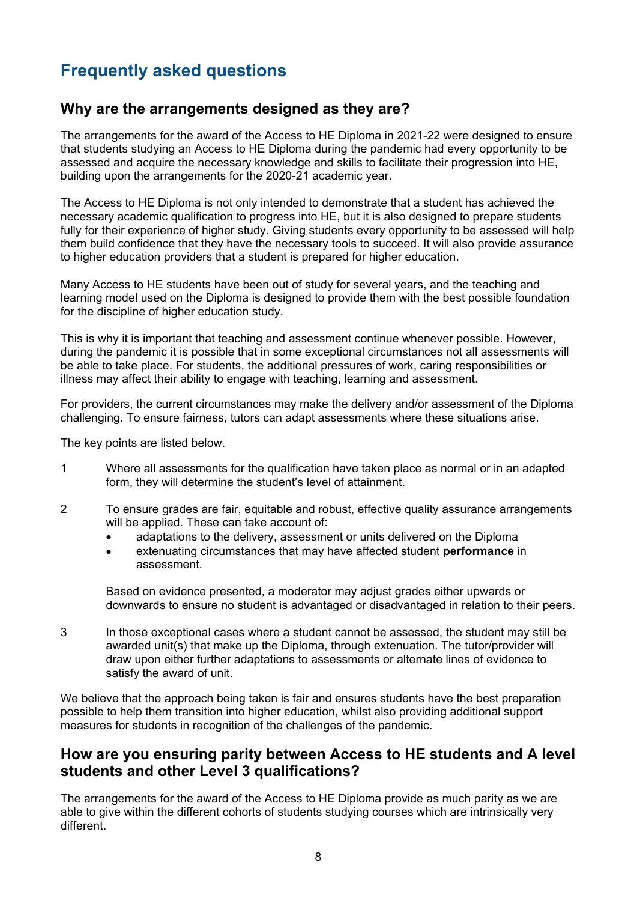# Frequently asked questions

## Why are the arrangements designed as they are?

The arrangements for the award of the Access to HE Diploma in 2021-22 were designed to ensure that students studying an Access to HE Diploma during the pandemic had every opportunity to be assessed and acquire the necessary knowledge and skills to facilitate their progression into HE, building upon the arrangements for the 2020-21 academic year.

The Access to HE Diploma is not only intended to demonstrate that a student has achieved the necessary academic qualification to progress into HE, but it is also designed to prepare students fully for their experience of higher study. Giving students every opportunity to be assessed will help them build confidence that they have the necessary tools to succeed. It will also provide assurance to higher education providers that a student is prepared for higher education.

Many Access to HE students have been out of study for several years, and the teaching and learning model used on the Diploma is designed to provide them with the best possible foundation for the discipline of higher education study.

This is why it is important that teaching and assessment continue whenever possible. However, during the pandemic it is possible that in some exceptional circumstances not all assessments will be able to take place. For students, the additional pressures of work, caring responsibilities or illness may affect their ability to engage with teaching, learning and assessment.

For providers, the current circumstances may make the delivery and/or assessment of the Diploma challenging. To ensure fairness, tutors can adapt assessments where these situations arise.

The key points are listed below.

1. Where all assessments for the qualification have taken place as normal or in an adapted form, they will determine the student's level of attainment.

2. To ensure grades are fair, equitable and robust, effective quality assurance arrangements will be applied. These can take account of:
   - adaptations to the delivery, assessment or units delivered on the Diploma
   - extenuating circumstances that may have affected student **performance** in assessment.

   Based on evidence presented, a moderator may adjust grades either upwards or downwards to ensure no student is advantaged or disadvantaged in relation to their peers.

3. In those exceptional cases where a student cannot be assessed, the student may still be awarded unit(s) that make up the Diploma, through extenuation. The tutor/provider will draw upon either further adaptations to assessments or alternate lines of evidence to satisfy the award of unit.

We believe that the approach being taken is fair and ensures students have the best preparation possible to help them transition into higher education, whilst also providing additional support measures for students in recognition of the challenges of the pandemic.

## How are you ensuring parity between Access to HE students and A level students and other Level 3 qualifications?

The arrangements for the award of the Access to HE Diploma provide as much parity as we are able to give within the different cohorts of students studying courses which are intrinsically very different.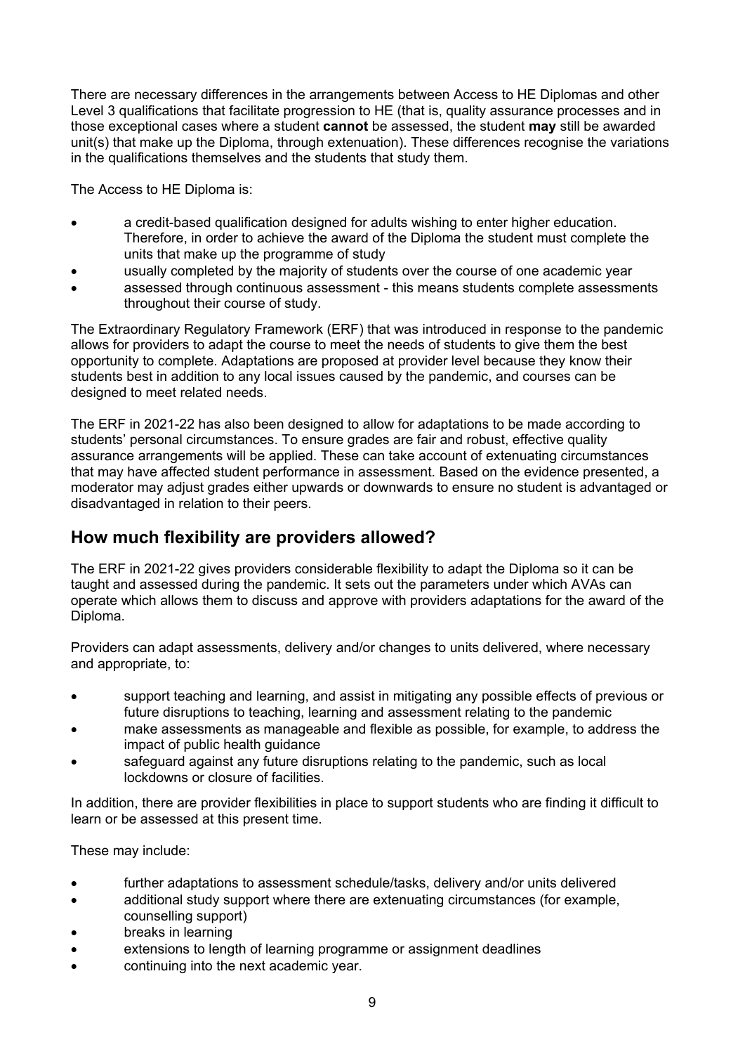There are necessary differences in the arrangements between Access to HE Diplomas and other Level 3 qualifications that facilitate progression to HE (that is, quality assurance processes and in those exceptional cases where a student **cannot** be assessed, the student **may** still be awarded unit(s) that make up the Diploma, through extenuation). These differences recognise the variations in the qualifications themselves and the students that study them.

The Access to HE Diploma is:

- a credit-based qualification designed for adults wishing to enter higher education. Therefore, in order to achieve the award of the Diploma the student must complete the units that make up the programme of study
- usually completed by the majority of students over the course of one academic year
- assessed through continuous assessment - this means students complete assessments throughout their course of study.

The Extraordinary Regulatory Framework (ERF) that was introduced in response to the pandemic allows for providers to adapt the course to meet the needs of students to give them the best opportunity to complete. Adaptations are proposed at provider level because they know their students best in addition to any local issues caused by the pandemic, and courses can be designed to meet related needs.

The ERF in 2021-22 has also been designed to allow for adaptations to be made according to students' personal circumstances. To ensure grades are fair and robust, effective quality assurance arrangements will be applied. These can take account of extenuating circumstances that may have affected student performance in assessment. Based on the evidence presented, a moderator may adjust grades either upwards or downwards to ensure no student is advantaged or disadvantaged in relation to their peers.

## How much flexibility are providers allowed?

The ERF in 2021-22 gives providers considerable flexibility to adapt the Diploma so it can be taught and assessed during the pandemic. It sets out the parameters under which AVAs can operate which allows them to discuss and approve with providers adaptations for the award of the Diploma.

Providers can adapt assessments, delivery and/or changes to units delivered, where necessary and appropriate, to:

- support teaching and learning, and assist in mitigating any possible effects of previous or future disruptions to teaching, learning and assessment relating to the pandemic
- make assessments as manageable and flexible as possible, for example, to address the impact of public health guidance
- safeguard against any future disruptions relating to the pandemic, such as local lockdowns or closure of facilities.

In addition, there are provider flexibilities in place to support students who are finding it difficult to learn or be assessed at this present time.

These may include:

- further adaptations to assessment schedule/tasks, delivery and/or units delivered
- additional study support where there are extenuating circumstances (for example, counselling support)
- breaks in learning
- extensions to length of learning programme or assignment deadlines
- continuing into the next academic year.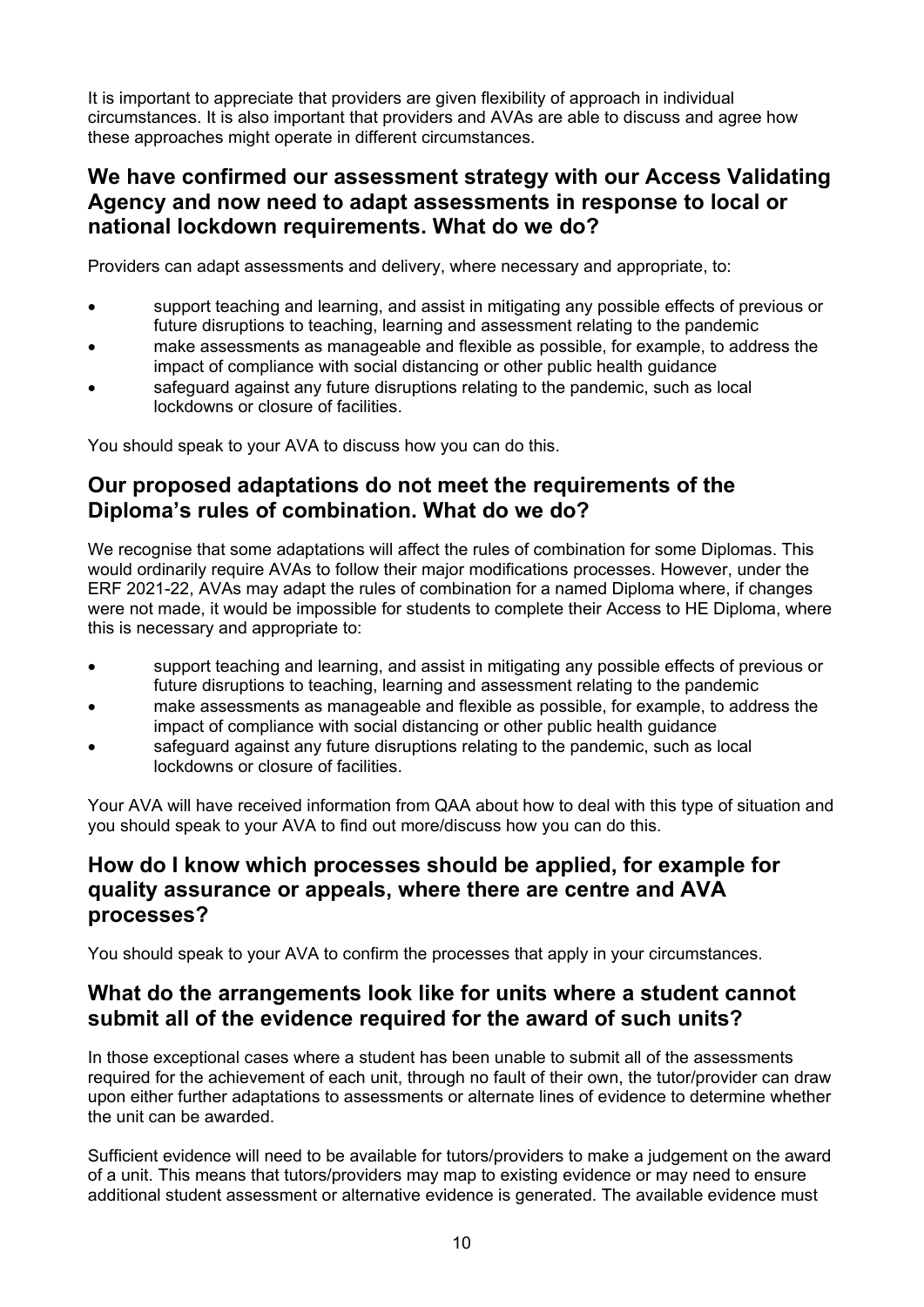It is important to appreciate that providers are given flexibility of approach in individual circumstances. It is also important that providers and AVAs are able to discuss and agree how these approaches might operate in different circumstances.

## We have confirmed our assessment strategy with our Access Validating Agency and now need to adapt assessments in response to local or national lockdown requirements. What do we do?

Providers can adapt assessments and delivery, where necessary and appropriate, to:

- support teaching and learning, and assist in mitigating any possible effects of previous or future disruptions to teaching, learning and assessment relating to the pandemic
- make assessments as manageable and flexible as possible, for example, to address the impact of compliance with social distancing or other public health guidance
- safeguard against any future disruptions relating to the pandemic, such as local lockdowns or closure of facilities.

You should speak to your AVA to discuss how you can do this.

## Our proposed adaptations do not meet the requirements of the Diploma's rules of combination. What do we do?

We recognise that some adaptations will affect the rules of combination for some Diplomas. This would ordinarily require AVAs to follow their major modifications processes. However, under the ERF 2021-22, AVAs may adapt the rules of combination for a named Diploma where, if changes were not made, it would be impossible for students to complete their Access to HE Diploma, where this is necessary and appropriate to:

- support teaching and learning, and assist in mitigating any possible effects of previous or future disruptions to teaching, learning and assessment relating to the pandemic
- make assessments as manageable and flexible as possible, for example, to address the impact of compliance with social distancing or other public health guidance
- safeguard against any future disruptions relating to the pandemic, such as local lockdowns or closure of facilities.

Your AVA will have received information from QAA about how to deal with this type of situation and you should speak to your AVA to find out more/discuss how you can do this.

## How do I know which processes should be applied, for example for quality assurance or appeals, where there are centre and AVA processes?

You should speak to your AVA to confirm the processes that apply in your circumstances.

## What do the arrangements look like for units where a student cannot submit all of the evidence required for the award of such units?

In those exceptional cases where a student has been unable to submit all of the assessments required for the achievement of each unit, through no fault of their own, the tutor/provider can draw upon either further adaptations to assessments or alternate lines of evidence to determine whether the unit can be awarded.

Sufficient evidence will need to be available for tutors/providers to make a judgement on the award of a unit. This means that tutors/providers may map to existing evidence or may need to ensure additional student assessment or alternative evidence is generated. The available evidence must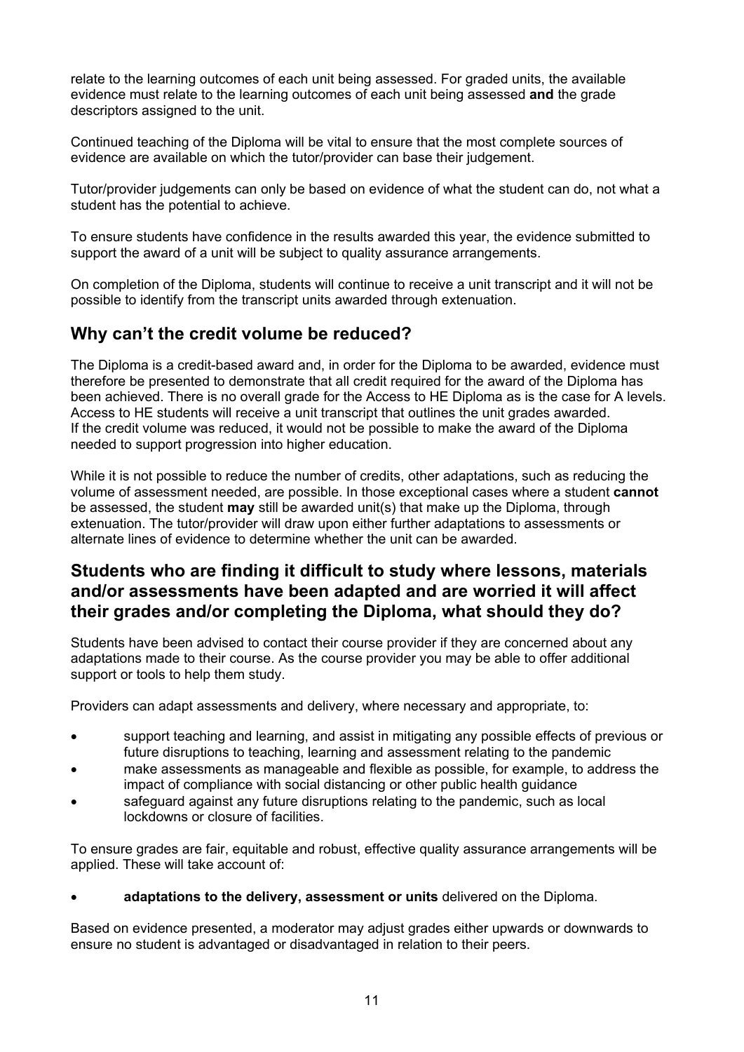relate to the learning outcomes of each unit being assessed. For graded units, the available evidence must relate to the learning outcomes of each unit being assessed **and** the grade descriptors assigned to the unit.

Continued teaching of the Diploma will be vital to ensure that the most complete sources of evidence are available on which the tutor/provider can base their judgement.

Tutor/provider judgements can only be based on evidence of what the student can do, not what a student has the potential to achieve.

To ensure students have confidence in the results awarded this year, the evidence submitted to support the award of a unit will be subject to quality assurance arrangements.

On completion of the Diploma, students will continue to receive a unit transcript and it will not be possible to identify from the transcript units awarded through extenuation.

## Why can't the credit volume be reduced?

The Diploma is a credit-based award and, in order for the Diploma to be awarded, evidence must therefore be presented to demonstrate that all credit required for the award of the Diploma has been achieved. There is no overall grade for the Access to HE Diploma as is the case for A levels. Access to HE students will receive a unit transcript that outlines the unit grades awarded. If the credit volume was reduced, it would not be possible to make the award of the Diploma needed to support progression into higher education.

While it is not possible to reduce the number of credits, other adaptations, such as reducing the volume of assessment needed, are possible. In those exceptional cases where a student **cannot** be assessed, the student **may** still be awarded unit(s) that make up the Diploma, through extenuation. The tutor/provider will draw upon either further adaptations to assessments or alternate lines of evidence to determine whether the unit can be awarded.

## Students who are finding it difficult to study where lessons, materials and/or assessments have been adapted and are worried it will affect their grades and/or completing the Diploma, what should they do?

Students have been advised to contact their course provider if they are concerned about any adaptations made to their course. As the course provider you may be able to offer additional support or tools to help them study.

Providers can adapt assessments and delivery, where necessary and appropriate, to:

- support teaching and learning, and assist in mitigating any possible effects of previous or future disruptions to teaching, learning and assessment relating to the pandemic
- make assessments as manageable and flexible as possible, for example, to address the impact of compliance with social distancing or other public health guidance
- safeguard against any future disruptions relating to the pandemic, such as local lockdowns or closure of facilities.

To ensure grades are fair, equitable and robust, effective quality assurance arrangements will be applied. These will take account of:

- **adaptations to the delivery, assessment or units** delivered on the Diploma.

Based on evidence presented, a moderator may adjust grades either upwards or downwards to ensure no student is advantaged or disadvantaged in relation to their peers.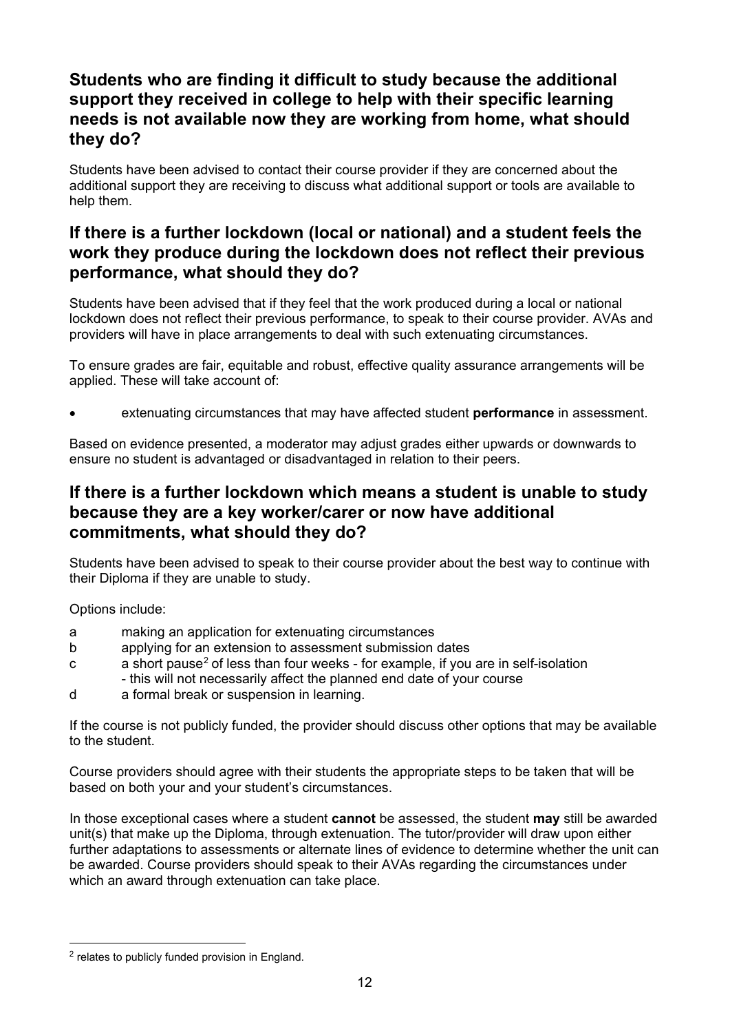## Students who are finding it difficult to study because the additional support they received in college to help with their specific learning needs is not available now they are working from home, what should they do?

Students have been advised to contact their course provider if they are concerned about the additional support they are receiving to discuss what additional support or tools are available to help them.

## If there is a further lockdown (local or national) and a student feels the work they produce during the lockdown does not reflect their previous performance, what should they do?

Students have been advised that if they feel that the work produced during a local or national lockdown does not reflect their previous performance, to speak to their course provider. AVAs and providers will have in place arrangements to deal with such extenuating circumstances.

To ensure grades are fair, equitable and robust, effective quality assurance arrangements will be applied. These will take account of:

- extenuating circumstances that may have affected student **performance** in assessment.

Based on evidence presented, a moderator may adjust grades either upwards or downwards to ensure no student is advantaged or disadvantaged in relation to their peers.

## If there is a further lockdown which means a student is unable to study because they are a key worker/carer or now have additional commitments, what should they do?

Students have been advised to speak to their course provider about the best way to continue with their Diploma if they are unable to study.

Options include:

a making an application for extenuating circumstances
b applying for an extension to assessment submission dates
c a short pause[2] of less than four weeks - for example, if you are in self-isolation - this will not necessarily affect the planned end date of your course
d a formal break or suspension in learning.

If the course is not publicly funded, the provider should discuss other options that may be available to the student.

Course providers should agree with their students the appropriate steps to be taken that will be based on both your and your student's circumstances.

In those exceptional cases where a student **cannot** be assessed, the student **may** still be awarded unit(s) that make up the Diploma, through extenuation. The tutor/provider will draw upon either further adaptations to assessments or alternate lines of evidence to determine whether the unit can be awarded. Course providers should speak to their AVAs regarding the circumstances under which an award through extenuation can take place.

[2] relates to publicly funded provision in England.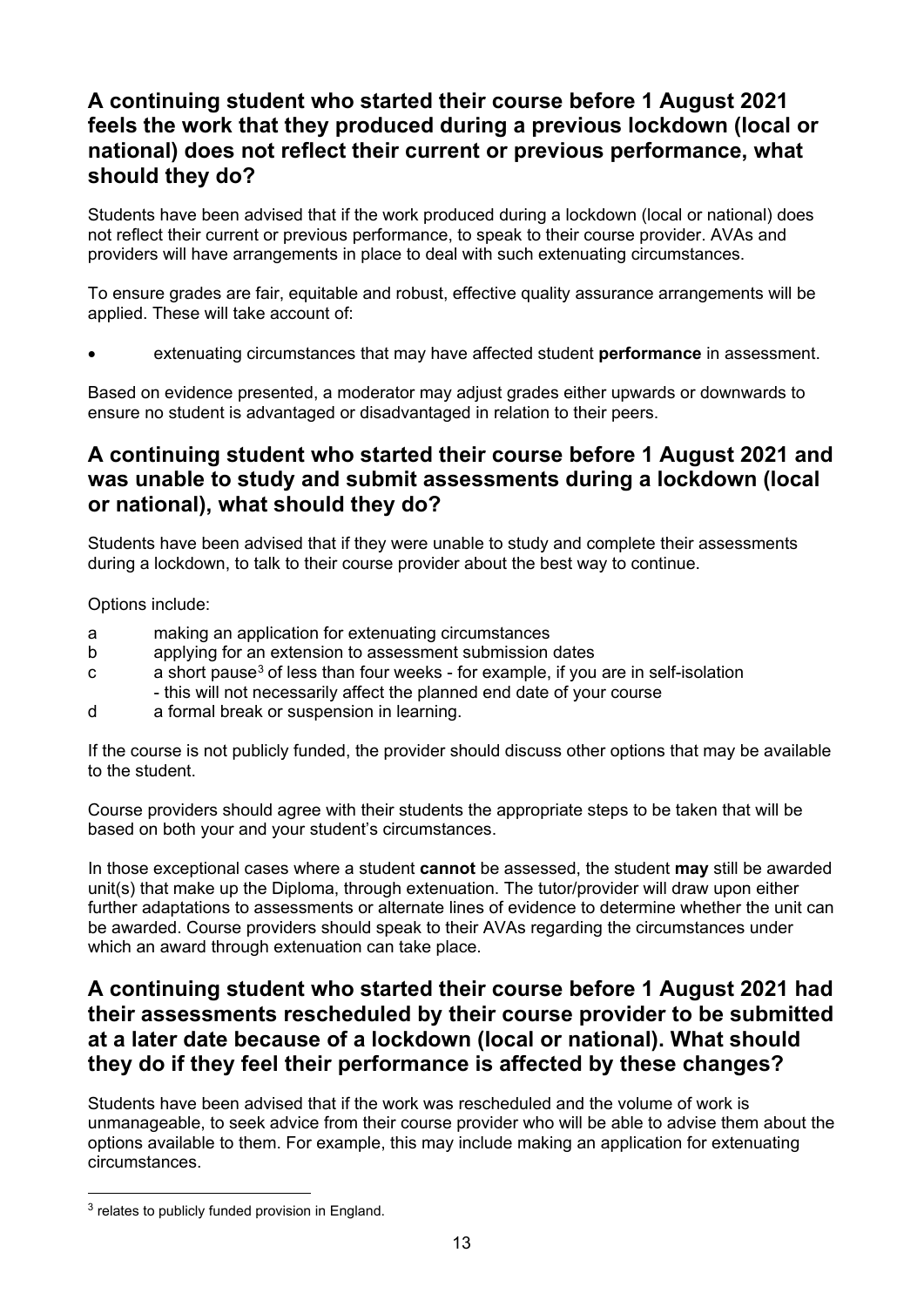## A continuing student who started their course before 1 August 2021 feels the work that they produced during a previous lockdown (local or national) does not reflect their current or previous performance, what should they do?

Students have been advised that if the work produced during a lockdown (local or national) does not reflect their current or previous performance, to speak to their course provider. AVAs and providers will have arrangements in place to deal with such extenuating circumstances.

To ensure grades are fair, equitable and robust, effective quality assurance arrangements will be applied. These will take account of:

- extenuating circumstances that may have affected student **performance** in assessment.

Based on evidence presented, a moderator may adjust grades either upwards or downwards to ensure no student is advantaged or disadvantaged in relation to their peers.

## A continuing student who started their course before 1 August 2021 and was unable to study and submit assessments during a lockdown (local or national), what should they do?

Students have been advised that if they were unable to study and complete their assessments during a lockdown, to talk to their course provider about the best way to continue.

Options include:

a making an application for extenuating circumstances
b applying for an extension to assessment submission dates
c a short pause[3] of less than four weeks - for example, if you are in self-isolation - this will not necessarily affect the planned end date of your course
d a formal break or suspension in learning.

If the course is not publicly funded, the provider should discuss other options that may be available to the student.

Course providers should agree with their students the appropriate steps to be taken that will be based on both your and your student's circumstances.

In those exceptional cases where a student **cannot** be assessed, the student **may** still be awarded unit(s) that make up the Diploma, through extenuation. The tutor/provider will draw upon either further adaptations to assessments or alternate lines of evidence to determine whether the unit can be awarded. Course providers should speak to their AVAs regarding the circumstances under which an award through extenuation can take place.

## A continuing student who started their course before 1 August 2021 had their assessments rescheduled by their course provider to be submitted at a later date because of a lockdown (local or national). What should they do if they feel their performance is affected by these changes?

Students have been advised that if the work was rescheduled and the volume of work is unmanageable, to seek advice from their course provider who will be able to advise them about the options available to them. For example, this may include making an application for extenuating circumstances.

[3] relates to publicly funded provision in England.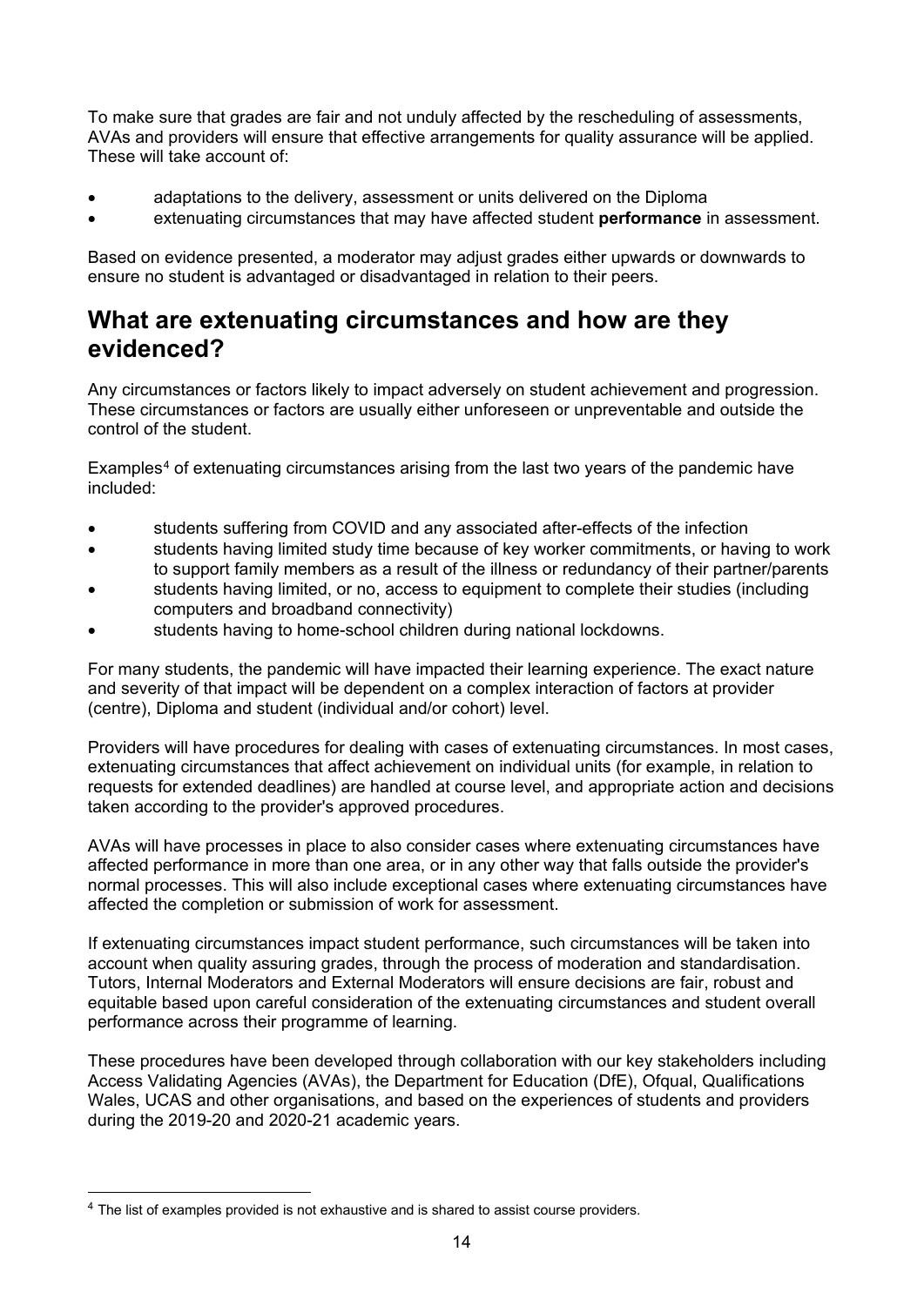To make sure that grades are fair and not unduly affected by the rescheduling of assessments, AVAs and providers will ensure that effective arrangements for quality assurance will be applied. These will take account of:

- adaptations to the delivery, assessment or units delivered on the Diploma
- extenuating circumstances that may have affected student **performance** in assessment.

Based on evidence presented, a moderator may adjust grades either upwards or downwards to ensure no student is advantaged or disadvantaged in relation to their peers.

## What are extenuating circumstances and how are they evidenced?

Any circumstances or factors likely to impact adversely on student achievement and progression. These circumstances or factors are usually either unforeseen or unpreventable and outside the control of the student.

Examples[4] of extenuating circumstances arising from the last two years of the pandemic have included:

- students suffering from COVID and any associated after-effects of the infection
- students having limited study time because of key worker commitments, or having to work to support family members as a result of the illness or redundancy of their partner/parents
- students having limited, or no, access to equipment to complete their studies (including computers and broadband connectivity)
- students having to home-school children during national lockdowns.

For many students, the pandemic will have impacted their learning experience. The exact nature and severity of that impact will be dependent on a complex interaction of factors at provider (centre), Diploma and student (individual and/or cohort) level.

Providers will have procedures for dealing with cases of extenuating circumstances. In most cases, extenuating circumstances that affect achievement on individual units (for example, in relation to requests for extended deadlines) are handled at course level, and appropriate action and decisions taken according to the provider's approved procedures.

AVAs will have processes in place to also consider cases where extenuating circumstances have affected performance in more than one area, or in any other way that falls outside the provider's normal processes. This will also include exceptional cases where extenuating circumstances have affected the completion or submission of work for assessment.

If extenuating circumstances impact student performance, such circumstances will be taken into account when quality assuring grades, through the process of moderation and standardisation. Tutors, Internal Moderators and External Moderators will ensure decisions are fair, robust and equitable based upon careful consideration of the extenuating circumstances and student overall performance across their programme of learning.

These procedures have been developed through collaboration with our key stakeholders including Access Validating Agencies (AVAs), the Department for Education (DfE), Ofqual, Qualifications Wales, UCAS and other organisations, and based on the experiences of students and providers during the 2019-20 and 2020-21 academic years.

---

[4] The list of examples provided is not exhaustive and is shared to assist course providers.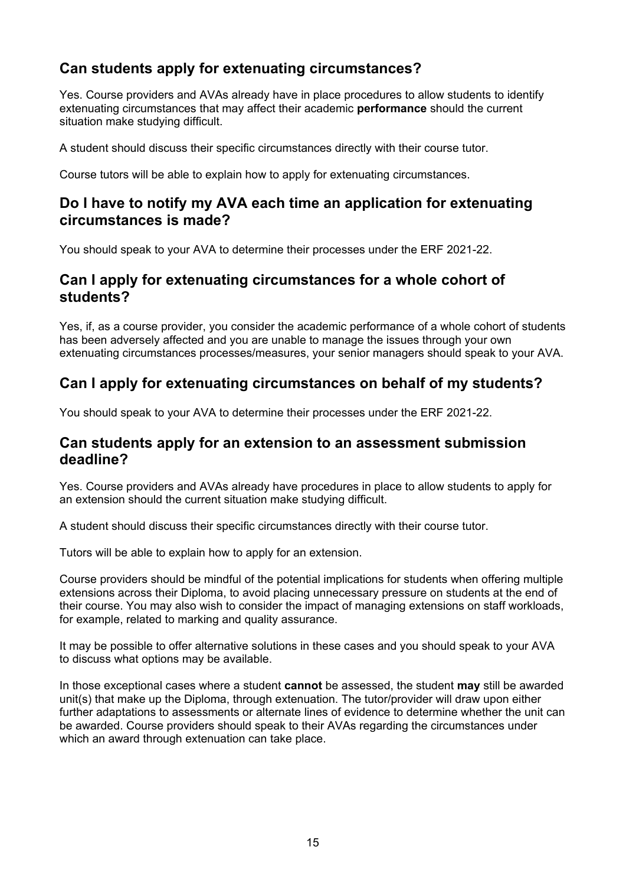## Can students apply for extenuating circumstances?

Yes. Course providers and AVAs already have in place procedures to allow students to identify extenuating circumstances that may affect their academic **performance** should the current situation make studying difficult.

A student should discuss their specific circumstances directly with their course tutor.

Course tutors will be able to explain how to apply for extenuating circumstances.

## Do I have to notify my AVA each time an application for extenuating circumstances is made?

You should speak to your AVA to determine their processes under the ERF 2021-22.

## Can I apply for extenuating circumstances for a whole cohort of students?

Yes, if, as a course provider, you consider the academic performance of a whole cohort of students has been adversely affected and you are unable to manage the issues through your own extenuating circumstances processes/measures, your senior managers should speak to your AVA.

## Can I apply for extenuating circumstances on behalf of my students?

You should speak to your AVA to determine their processes under the ERF 2021-22.

## Can students apply for an extension to an assessment submission deadline?

Yes. Course providers and AVAs already have procedures in place to allow students to apply for an extension should the current situation make studying difficult.

A student should discuss their specific circumstances directly with their course tutor.

Tutors will be able to explain how to apply for an extension.

Course providers should be mindful of the potential implications for students when offering multiple extensions across their Diploma, to avoid placing unnecessary pressure on students at the end of their course. You may also wish to consider the impact of managing extensions on staff workloads, for example, related to marking and quality assurance.

It may be possible to offer alternative solutions in these cases and you should speak to your AVA to discuss what options may be available.

In those exceptional cases where a student **cannot** be assessed, the student **may** still be awarded unit(s) that make up the Diploma, through extenuation. The tutor/provider will draw upon either further adaptations to assessments or alternate lines of evidence to determine whether the unit can be awarded. Course providers should speak to their AVAs regarding the circumstances under which an award through extenuation can take place.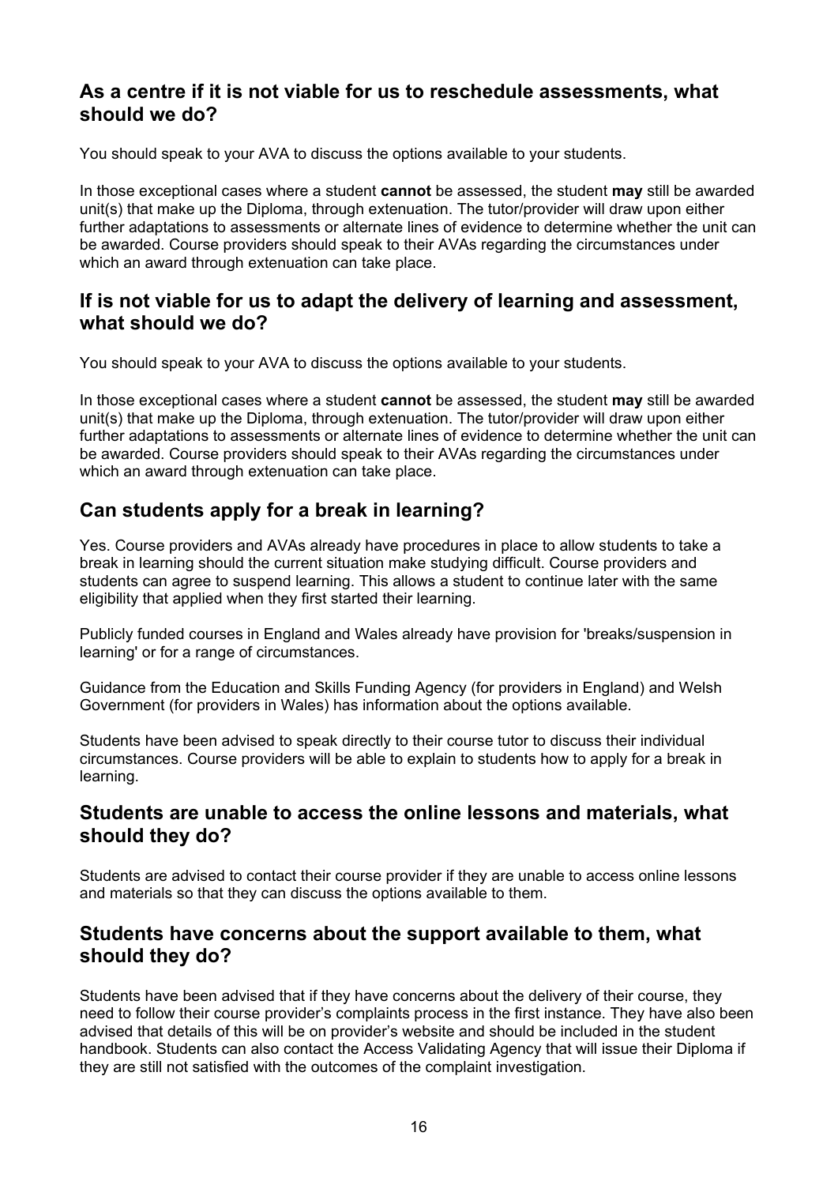## As a centre if it is not viable for us to reschedule assessments, what should we do?

You should speak to your AVA to discuss the options available to your students.

In those exceptional cases where a student **cannot** be assessed, the student **may** still be awarded unit(s) that make up the Diploma, through extenuation. The tutor/provider will draw upon either further adaptations to assessments or alternate lines of evidence to determine whether the unit can be awarded. Course providers should speak to their AVAs regarding the circumstances under which an award through extenuation can take place.

## If is not viable for us to adapt the delivery of learning and assessment, what should we do?

You should speak to your AVA to discuss the options available to your students.

In those exceptional cases where a student **cannot** be assessed, the student **may** still be awarded unit(s) that make up the Diploma, through extenuation. The tutor/provider will draw upon either further adaptations to assessments or alternate lines of evidence to determine whether the unit can be awarded. Course providers should speak to their AVAs regarding the circumstances under which an award through extenuation can take place.

## Can students apply for a break in learning?

Yes. Course providers and AVAs already have procedures in place to allow students to take a break in learning should the current situation make studying difficult. Course providers and students can agree to suspend learning. This allows a student to continue later with the same eligibility that applied when they first started their learning.

Publicly funded courses in England and Wales already have provision for 'breaks/suspension in learning' or for a range of circumstances.

Guidance from the Education and Skills Funding Agency (for providers in England) and Welsh Government (for providers in Wales) has information about the options available.

Students have been advised to speak directly to their course tutor to discuss their individual circumstances. Course providers will be able to explain to students how to apply for a break in learning.

## Students are unable to access the online lessons and materials, what should they do?

Students are advised to contact their course provider if they are unable to access online lessons and materials so that they can discuss the options available to them.

## Students have concerns about the support available to them, what should they do?

Students have been advised that if they have concerns about the delivery of their course, they need to follow their course provider's complaints process in the first instance. They have also been advised that details of this will be on provider's website and should be included in the student handbook. Students can also contact the Access Validating Agency that will issue their Diploma if they are still not satisfied with the outcomes of the complaint investigation.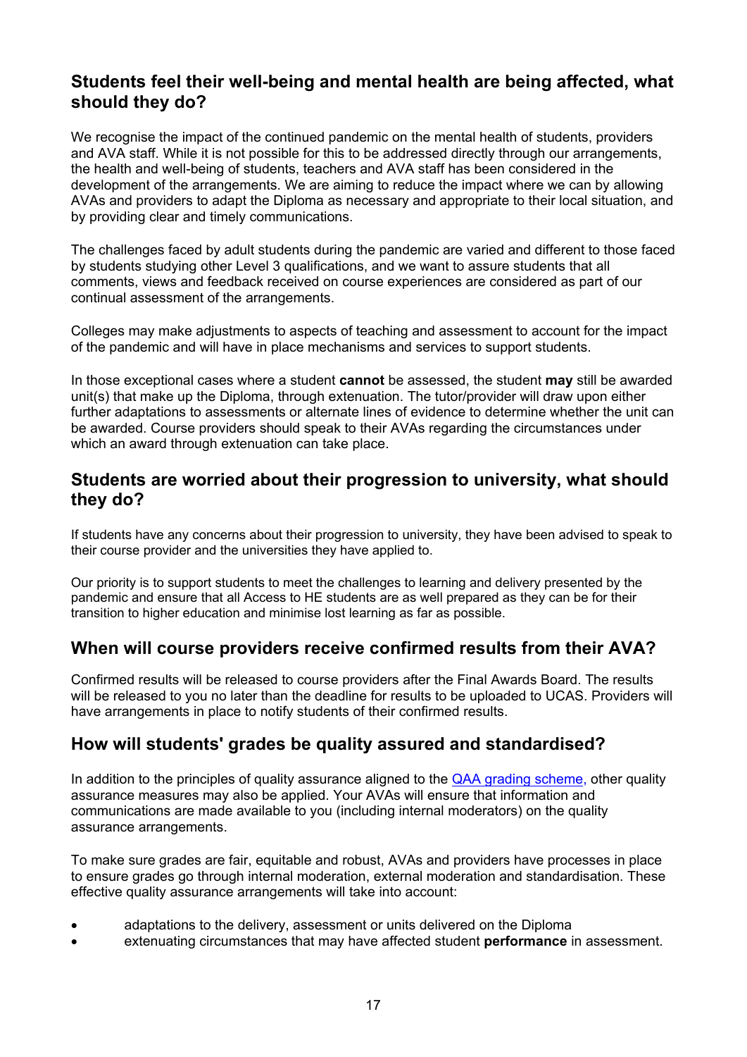## Students feel their well-being and mental health are being affected, what should they do?

We recognise the impact of the continued pandemic on the mental health of students, providers and AVA staff. While it is not possible for this to be addressed directly through our arrangements, the health and well-being of students, teachers and AVA staff has been considered in the development of the arrangements. We are aiming to reduce the impact where we can by allowing AVAs and providers to adapt the Diploma as necessary and appropriate to their local situation, and by providing clear and timely communications.

The challenges faced by adult students during the pandemic are varied and different to those faced by students studying other Level 3 qualifications, and we want to assure students that all comments, views and feedback received on course experiences are considered as part of our continual assessment of the arrangements.

Colleges may make adjustments to aspects of teaching and assessment to account for the impact of the pandemic and will have in place mechanisms and services to support students.

In those exceptional cases where a student **cannot** be assessed, the student **may** still be awarded unit(s) that make up the Diploma, through extenuation. The tutor/provider will draw upon either further adaptations to assessments or alternate lines of evidence to determine whether the unit can be awarded. Course providers should speak to their AVAs regarding the circumstances under which an award through extenuation can take place.

## Students are worried about their progression to university, what should they do?

If students have any concerns about their progression to university, they have been advised to speak to their course provider and the universities they have applied to.

Our priority is to support students to meet the challenges to learning and delivery presented by the pandemic and ensure that all Access to HE students are as well prepared as they can be for their transition to higher education and minimise lost learning as far as possible.

## When will course providers receive confirmed results from their AVA?

Confirmed results will be released to course providers after the Final Awards Board. The results will be released to you no later than the deadline for results to be uploaded to UCAS. Providers will have arrangements in place to notify students of their confirmed results.

## How will students' grades be quality assured and standardised?

In addition to the principles of quality assurance aligned to the QAA grading scheme, other quality assurance measures may also be applied. Your AVAs will ensure that information and communications are made available to you (including internal moderators) on the quality assurance arrangements.

To make sure grades are fair, equitable and robust, AVAs and providers have processes in place to ensure grades go through internal moderation, external moderation and standardisation. These effective quality assurance arrangements will take into account:

- adaptations to the delivery, assessment or units delivered on the Diploma
- extenuating circumstances that may have affected student **performance** in assessment.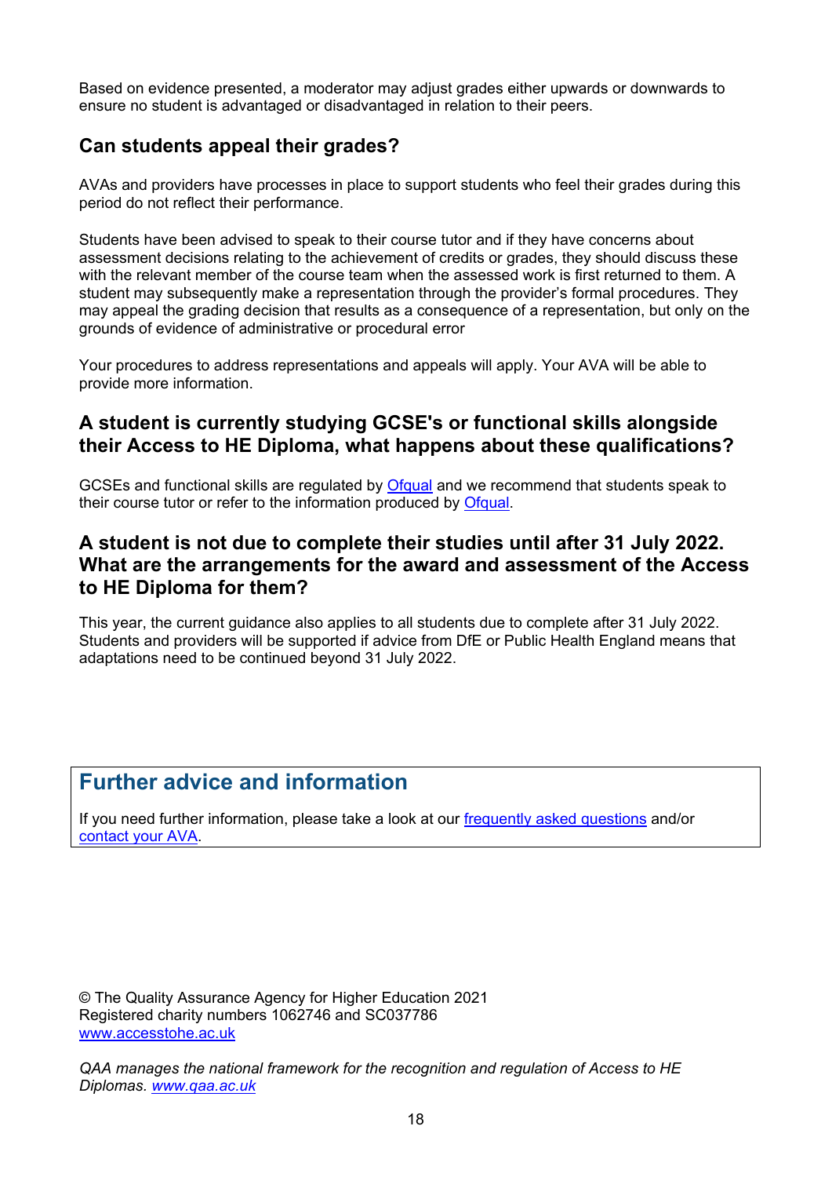Based on evidence presented, a moderator may adjust grades either upwards or downwards to ensure no student is advantaged or disadvantaged in relation to their peers.

### Can students appeal their grades?

AVAs and providers have processes in place to support students who feel their grades during this period do not reflect their performance.

Students have been advised to speak to their course tutor and if they have concerns about assessment decisions relating to the achievement of credits or grades, they should discuss these with the relevant member of the course team when the assessed work is first returned to them. A student may subsequently make a representation through the provider's formal procedures. They may appeal the grading decision that results as a consequence of a representation, but only on the grounds of evidence of administrative or procedural error

Your procedures to address representations and appeals will apply. Your AVA will be able to provide more information.

### A student is currently studying GCSE's or functional skills alongside their Access to HE Diploma, what happens about these qualifications?

GCSEs and functional skills are regulated by [Ofqual](Ofqual) and we recommend that students speak to their course tutor or refer to the information produced by [Ofqual](Ofqual).

### A student is not due to complete their studies until after 31 July 2022. What are the arrangements for the award and assessment of the Access to HE Diploma for them?

This year, the current guidance also applies to all students due to complete after 31 July 2022. Students and providers will be supported if advice from DfE or Public Health England means that adaptations need to be continued beyond 31 July 2022.

## Further advice and information

If you need further information, please take a look at our [frequently asked questions](frequently asked questions) and/or [contact your AVA](contact your AVA).

© The Quality Assurance Agency for Higher Education 2021
Registered charity numbers 1062746 and SC037786
[www.accesstohe.ac.uk](www.accesstohe.ac.uk)

*QAA manages the national framework for the recognition and regulation of Access to HE Diplomas. [www.qaa.ac.uk](www.qaa.ac.uk)*